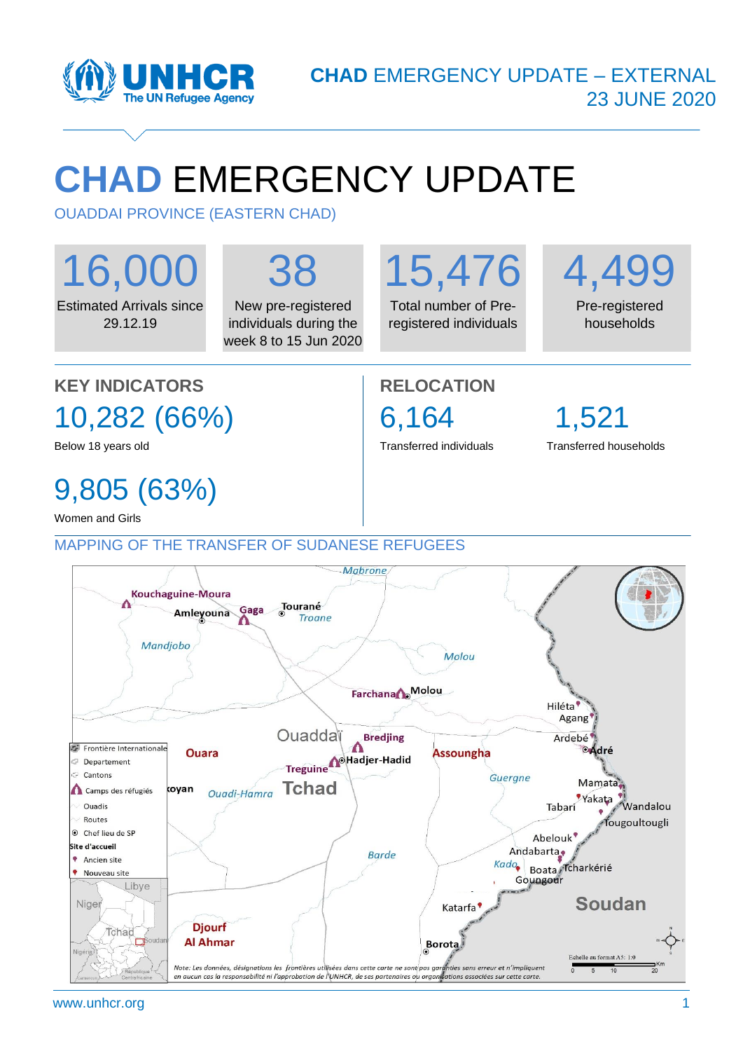**CHAD** EMERGENCY UPDATE – EXTERNAL
23 JUNE 2020

# **CHAD** EMERGENCY UPDATE

OUADDAI PROVINCE (EASTERN CHAD)

**16,000**
Estimated Arrivals since 29.12.19

**38**
New pre-registered individuals during the week 8 to 15 Jun 2020

**15,476**
Total number of Pre-registered individuals

**4,499**
Pre-registered households

## KEY INDICATORS

**10,282 (66%)**
Below 18 years old

**9,805 (63%)**
Women and Girls

## RELOCATION

**6,164**
Transferred individuals

**1,521**
Transferred households

## MAPPING OF THE TRANSFER OF SUDANESE REFUGEES

Mabrone
Kouchaguine-Moura
Amleyouna
Gaga
Tourané
Troane
Mandjobo
Molou
Farchana
Molou
Hiléta
Agang
Ardebé
Adré
Ouaddaï
Bredjing
Hadjer-Hadid
Treguine
Assoungha
Guergne
Ouara
koyan
Ouadi-Hamra
Tchad
Mamata
Yakata
Tabari
Wandalou
Tougoultougli
Abelouk
Andabarta
Barde
Kado
Boata
Tcharkérié
Goungour
Katarfa
Soudan
Djourf
Al Ahmar
Borota

Frontière Internationale
Departement
Cantons
Camps des réfugiés
Ouadis
Routes
Chef lieu de SP
Site d'accueil
Ancien site
Nouveau site

Libye
Niger
Tchad
Soudan
Nigéria
Cameroun
République Centrafricaine

Echelle au format A5: 1:0
0 5 10 20 Km

Note: Les données, désignations les frontières utilisées dans cette carte ne sont pas garanties sans erreur et n'impliquent en aucun cas la responsabilité ni l'approbation de l'UNHCR, de ses partenaires ou organisations associées sur cette carte.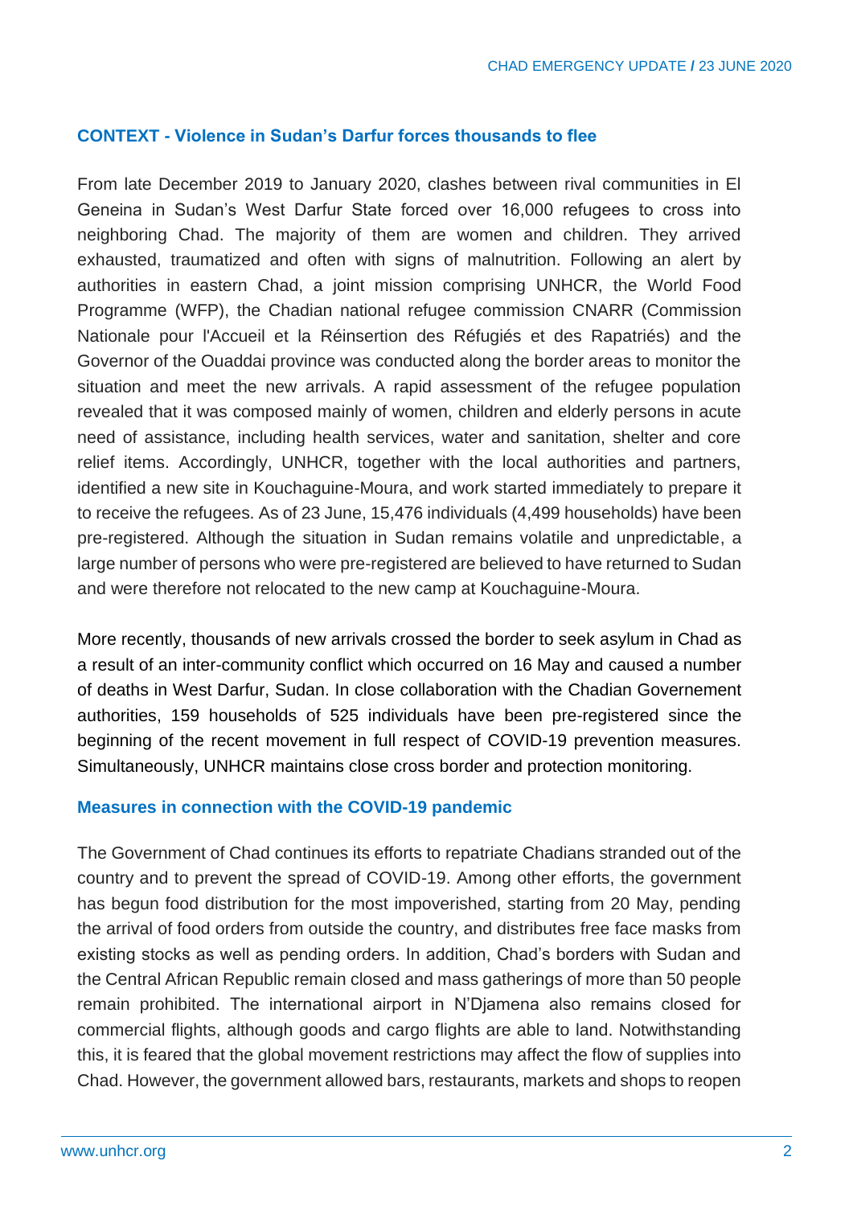## CONTEXT - Violence in Sudan's Darfur forces thousands to flee

From late December 2019 to January 2020, clashes between rival communities in El Geneina in Sudan's West Darfur State forced over 16,000 refugees to cross into neighboring Chad. The majority of them are women and children. They arrived exhausted, traumatized and often with signs of malnutrition. Following an alert by authorities in eastern Chad, a joint mission comprising UNHCR, the World Food Programme (WFP), the Chadian national refugee commission CNARR (Commission Nationale pour l'Accueil et la Réinsertion des Réfugiés et des Rapatriés) and the Governor of the Ouaddai province was conducted along the border areas to monitor the situation and meet the new arrivals. A rapid assessment of the refugee population revealed that it was composed mainly of women, children and elderly persons in acute need of assistance, including health services, water and sanitation, shelter and core relief items. Accordingly, UNHCR, together with the local authorities and partners, identified a new site in Kouchaguine-Moura, and work started immediately to prepare it to receive the refugees. As of 23 June, 15,476 individuals (4,499 households) have been pre-registered. Although the situation in Sudan remains volatile and unpredictable, a large number of persons who were pre-registered are believed to have returned to Sudan and were therefore not relocated to the new camp at Kouchaguine-Moura.

More recently, thousands of new arrivals crossed the border to seek asylum in Chad as a result of an inter-community conflict which occurred on 16 May and caused a number of deaths in West Darfur, Sudan. In close collaboration with the Chadian Governement authorities, 159 households of 525 individuals have been pre-registered since the beginning of the recent movement in full respect of COVID-19 prevention measures. Simultaneously, UNHCR maintains close cross border and protection monitoring.

## Measures in connection with the COVID-19 pandemic

The Government of Chad continues its efforts to repatriate Chadians stranded out of the country and to prevent the spread of COVID-19. Among other efforts, the government has begun food distribution for the most impoverished, starting from 20 May, pending the arrival of food orders from outside the country, and distributes free face masks from existing stocks as well as pending orders. In addition, Chad's borders with Sudan and the Central African Republic remain closed and mass gatherings of more than 50 people remain prohibited. The international airport in N'Djamena also remains closed for commercial flights, although goods and cargo flights are able to land. Notwithstanding this, it is feared that the global movement restrictions may affect the flow of supplies into Chad. However, the government allowed bars, restaurants, markets and shops to reopen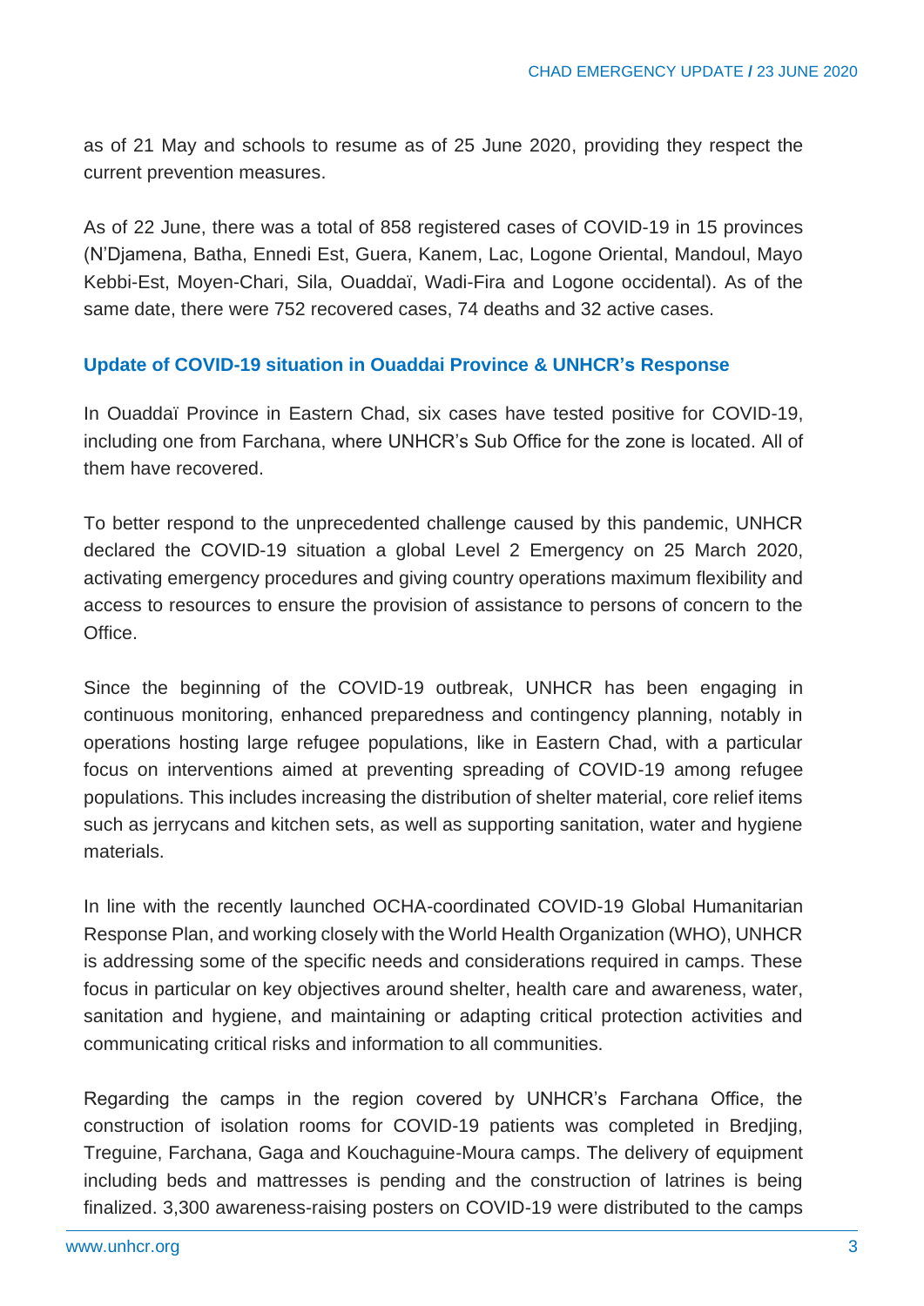as of 21 May and schools to resume as of 25 June 2020, providing they respect the current prevention measures.

As of 22 June, there was a total of 858 registered cases of COVID-19 in 15 provinces (N'Djamena, Batha, Ennedi Est, Guera, Kanem, Lac, Logone Oriental, Mandoul, Mayo Kebbi-Est, Moyen-Chari, Sila, Ouaddaï, Wadi-Fira and Logone occidental). As of the same date, there were 752 recovered cases, 74 deaths and 32 active cases.

### Update of COVID-19 situation in Ouaddai Province & UNHCR's Response

In Ouaddaï Province in Eastern Chad, six cases have tested positive for COVID-19, including one from Farchana, where UNHCR's Sub Office for the zone is located. All of them have recovered.

To better respond to the unprecedented challenge caused by this pandemic, UNHCR declared the COVID-19 situation a global Level 2 Emergency on 25 March 2020, activating emergency procedures and giving country operations maximum flexibility and access to resources to ensure the provision of assistance to persons of concern to the Office.

Since the beginning of the COVID-19 outbreak, UNHCR has been engaging in continuous monitoring, enhanced preparedness and contingency planning, notably in operations hosting large refugee populations, like in Eastern Chad, with a particular focus on interventions aimed at preventing spreading of COVID-19 among refugee populations. This includes increasing the distribution of shelter material, core relief items such as jerrycans and kitchen sets, as well as supporting sanitation, water and hygiene materials.

In line with the recently launched OCHA-coordinated COVID-19 Global Humanitarian Response Plan, and working closely with the World Health Organization (WHO), UNHCR is addressing some of the specific needs and considerations required in camps. These focus in particular on key objectives around shelter, health care and awareness, water, sanitation and hygiene, and maintaining or adapting critical protection activities and communicating critical risks and information to all communities.

Regarding the camps in the region covered by UNHCR's Farchana Office, the construction of isolation rooms for COVID-19 patients was completed in Bredjing, Treguine, Farchana, Gaga and Kouchaguine-Moura camps. The delivery of equipment including beds and mattresses is pending and the construction of latrines is being finalized. 3,300 awareness-raising posters on COVID-19 were distributed to the camps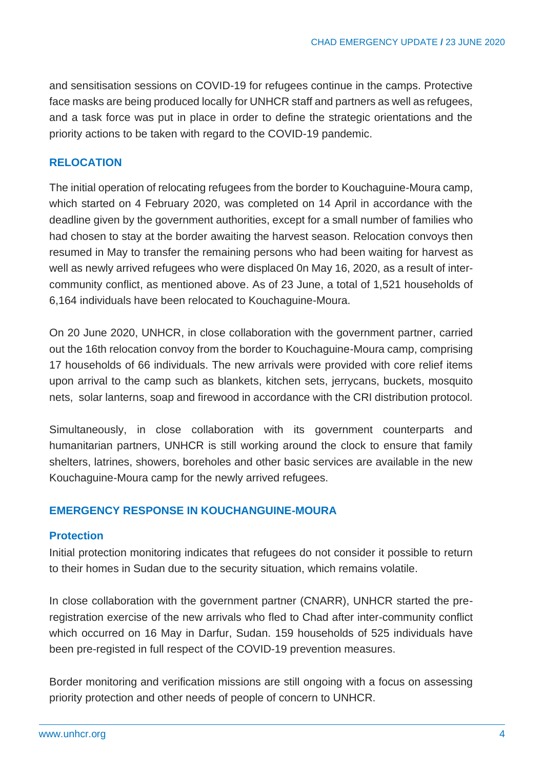and sensitisation sessions on COVID-19 for refugees continue in the camps. Protective face masks are being produced locally for UNHCR staff and partners as well as refugees, and a task force was put in place in order to define the strategic orientations and the priority actions to be taken with regard to the COVID-19 pandemic.

## RELOCATION

The initial operation of relocating refugees from the border to Kouchaguine-Moura camp, which started on 4 February 2020, was completed on 14 April in accordance with the deadline given by the government authorities, except for a small number of families who had chosen to stay at the border awaiting the harvest season. Relocation convoys then resumed in May to transfer the remaining persons who had been waiting for harvest as well as newly arrived refugees who were displaced 0n May 16, 2020, as a result of inter-community conflict, as mentioned above. As of 23 June, a total of 1,521 households of 6,164 individuals have been relocated to Kouchaguine-Moura.

On 20 June 2020, UNHCR, in close collaboration with the government partner, carried out the 16th relocation convoy from the border to Kouchaguine-Moura camp, comprising 17 households of 66 individuals. The new arrivals were provided with core relief items upon arrival to the camp such as blankets, kitchen sets, jerrycans, buckets, mosquito nets, solar lanterns, soap and firewood in accordance with the CRI distribution protocol.

Simultaneously, in close collaboration with its government counterparts and humanitarian partners, UNHCR is still working around the clock to ensure that family shelters, latrines, showers, boreholes and other basic services are available in the new Kouchaguine-Moura camp for the newly arrived refugees.

## EMERGENCY RESPONSE IN KOUCHANGUINE-MOURA

### Protection

Initial protection monitoring indicates that refugees do not consider it possible to return to their homes in Sudan due to the security situation, which remains volatile.

In close collaboration with the government partner (CNARR), UNHCR started the pre-registration exercise of the new arrivals who fled to Chad after inter-community conflict which occurred on 16 May in Darfur, Sudan. 159 households of 525 individuals have been pre-registed in full respect of the COVID-19 prevention measures.

Border monitoring and verification missions are still ongoing with a focus on assessing priority protection and other needs of people of concern to UNHCR.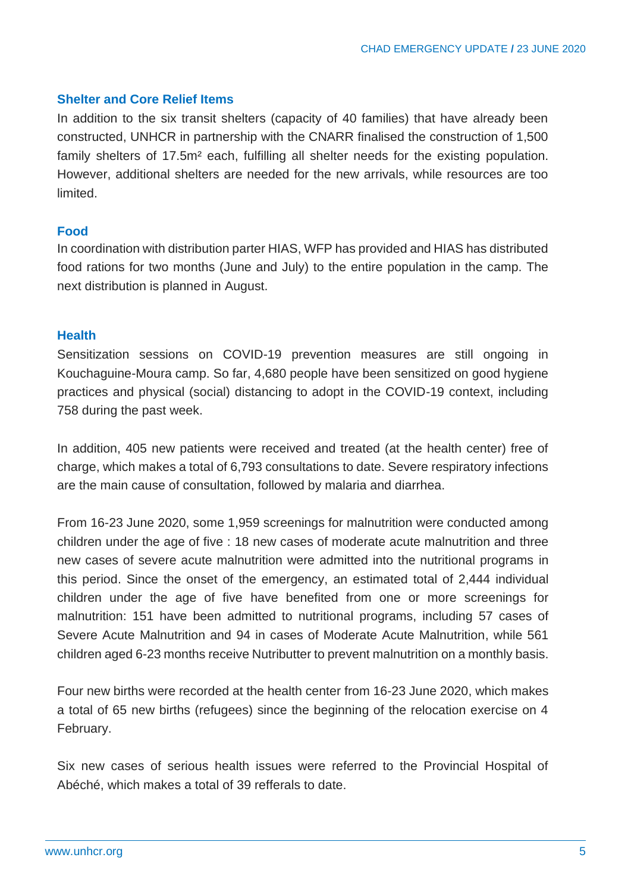## Shelter and Core Relief Items

In addition to the six transit shelters (capacity of 40 families) that have already been constructed, UNHCR in partnership with the CNARR finalised the construction of 1,500 family shelters of 17.5m² each, fulfilling all shelter needs for the existing population. However, additional shelters are needed for the new arrivals, while resources are too limited.

## Food

In coordination with distribution parter HIAS, WFP has provided and HIAS has distributed food rations for two months (June and July) to the entire population in the camp. The next distribution is planned in August.

## Health

Sensitization sessions on COVID-19 prevention measures are still ongoing in Kouchaguine-Moura camp. So far, 4,680 people have been sensitized on good hygiene practices and physical (social) distancing to adopt in the COVID-19 context, including 758 during the past week.

In addition, 405 new patients were received and treated (at the health center) free of charge, which makes a total of 6,793 consultations to date. Severe respiratory infections are the main cause of consultation, followed by malaria and diarrhea.

From 16-23 June 2020, some 1,959 screenings for malnutrition were conducted among children under the age of five : 18 new cases of moderate acute malnutrition and three new cases of severe acute malnutrition were admitted into the nutritional programs in this period. Since the onset of the emergency, an estimated total of 2,444 individual children under the age of five have benefited from one or more screenings for malnutrition: 151 have been admitted to nutritional programs, including 57 cases of Severe Acute Malnutrition and 94 in cases of Moderate Acute Malnutrition, while 561 children aged 6-23 months receive Nutributter to prevent malnutrition on a monthly basis.

Four new births were recorded at the health center from 16-23 June 2020, which makes a total of 65 new births (refugees) since the beginning of the relocation exercise on 4 February.

Six new cases of serious health issues were referred to the Provincial Hospital of Abéché, which makes a total of 39 refferals to date.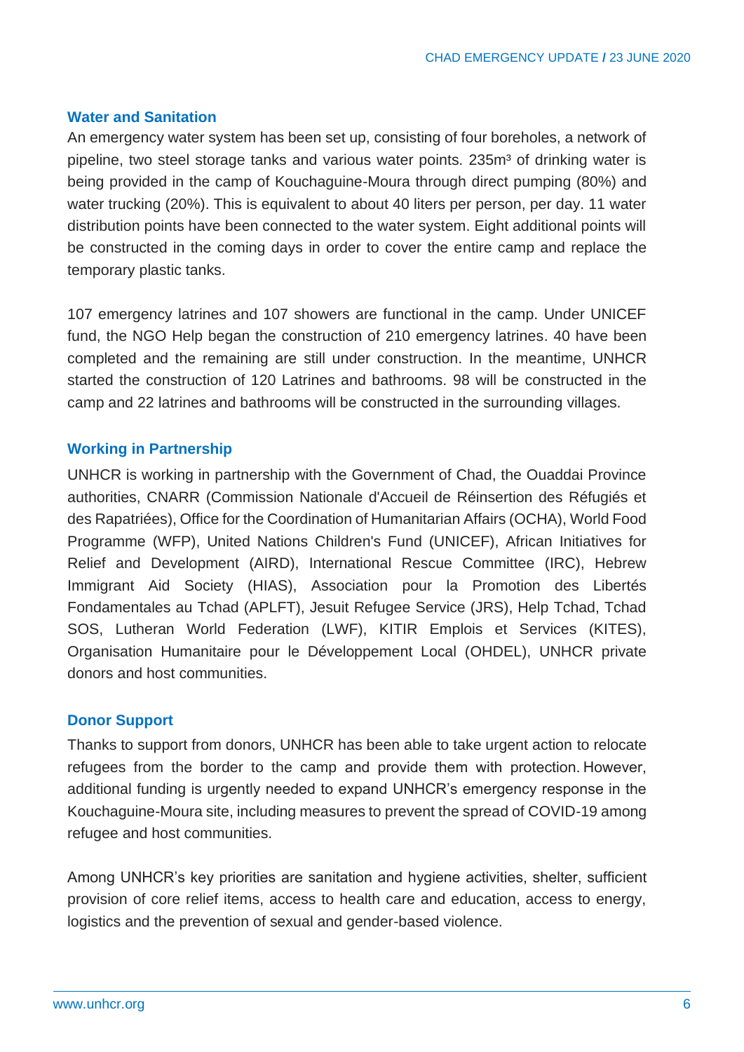## Water and Sanitation

An emergency water system has been set up, consisting of four boreholes, a network of pipeline, two steel storage tanks and various water points. 235m$^3$ of drinking water is being provided in the camp of Kouchaguine-Moura through direct pumping (80%) and water trucking (20%). This is equivalent to about 40 liters per person, per day. 11 water distribution points have been connected to the water system. Eight additional points will be constructed in the coming days in order to cover the entire camp and replace the temporary plastic tanks.

107 emergency latrines and 107 showers are functional in the camp. Under UNICEF fund, the NGO Help began the construction of 210 emergency latrines. 40 have been completed and the remaining are still under construction. In the meantime, UNHCR started the construction of 120 Latrines and bathrooms. 98 will be constructed in the camp and 22 latrines and bathrooms will be constructed in the surrounding villages.

## Working in Partnership

UNHCR is working in partnership with the Government of Chad, the Ouaddai Province authorities, CNARR (Commission Nationale d'Accueil de Réinsertion des Réfugiés et des Rapatriées), Office for the Coordination of Humanitarian Affairs (OCHA), World Food Programme (WFP), United Nations Children's Fund (UNICEF), African Initiatives for Relief and Development (AIRD), International Rescue Committee (IRC), Hebrew Immigrant Aid Society (HIAS), Association pour la Promotion des Libertés Fondamentales au Tchad (APLFT), Jesuit Refugee Service (JRS), Help Tchad, Tchad SOS, Lutheran World Federation (LWF), KITIR Emplois et Services (KITES), Organisation Humanitaire pour le Développement Local (OHDEL), UNHCR private donors and host communities.

## Donor Support

Thanks to support from donors, UNHCR has been able to take urgent action to relocate refugees from the border to the camp and provide them with protection. However, additional funding is urgently needed to expand UNHCR's emergency response in the Kouchaguine-Moura site, including measures to prevent the spread of COVID-19 among refugee and host communities.

Among UNHCR's key priorities are sanitation and hygiene activities, shelter, sufficient provision of core relief items, access to health care and education, access to energy, logistics and the prevention of sexual and gender-based violence.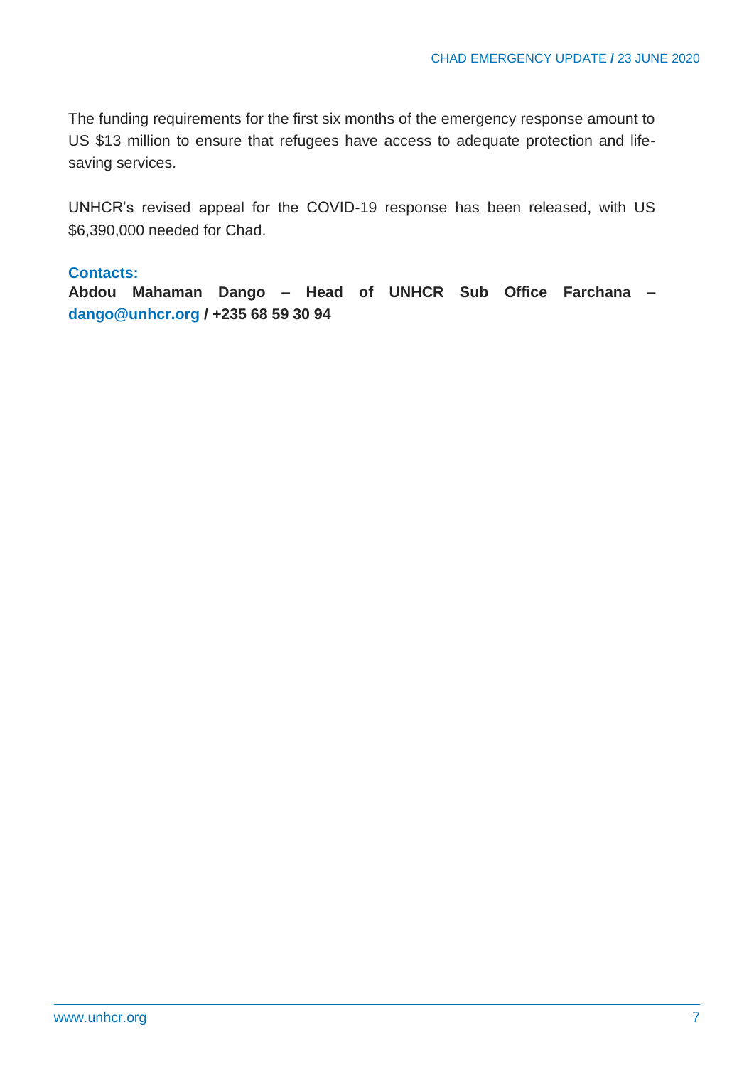The funding requirements for the first six months of the emergency response amount to US $13 million to ensure that refugees have access to adequate protection and life-saving services.

UNHCR's revised appeal for the COVID-19 response has been released, with US $6,390,000 needed for Chad.

**Contacts:**

**Abdou Mahaman Dango – Head of UNHCR Sub Office Farchana – dango@unhcr.org / +235 68 59 30 94**